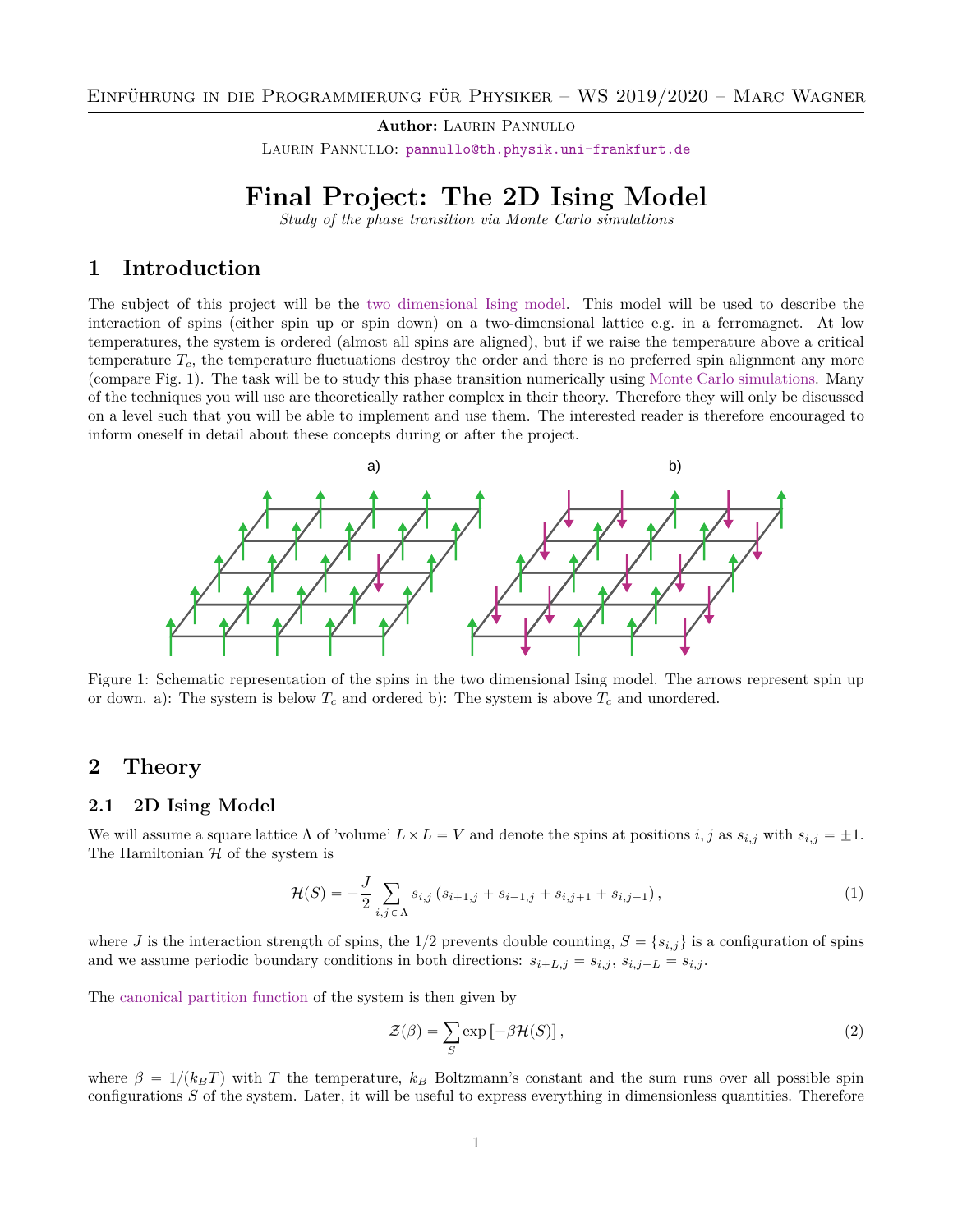**Author:** Laurin Pannullo

Laurin Pannullo: pannullo@th.physik.uni-frankfurt.de

# Final Project: The 2D Ising Model

*Study of the phase transition via Monte Carlo simulations*

## 1 Introduction

The subject of this project will be the two dimensional Ising model. This model will be used to describe the interaction of spins (either spin up or spin down) on a two-dimensional lattice e.g. in a ferromagnet. At low temperatures, the system is ordered (almost all spins are aligned), but if we raise the temperature above a critical temperature $T_c$, the temperature fluctuations destroy the order and there is no preferred spin alignment any more (compare Fig. 1). The task will be to study this phase transition numerically using Monte Carlo simulations. Many of the techniques you will use are theoretically rather complex in their theory. Therefore they will only be discussed on a level such that you will be able to implement and use them. The interested reader is therefore encouraged to inform oneself in detail about these concepts during or after the project.

Figure 1: Schematic representation of the spins in the two dimensional Ising model. The arrows represent spin up or down. a): The system is below $T_c$ and ordered b): The system is above $T_c$ and unordered.

## 2 Theory

### 2.1 2D Ising Model

We will assume a square lattice $\Lambda$ of 'volume' $L \times L = V$ and denote the spins at positions $i, j$ as $s_{i,j}$ with $s_{i,j} = \pm 1$. The Hamiltonian $\mathcal{H}$ of the system is

$$\mathcal{H}(S) = -\frac{J}{2} \sum_{i,j \in \Lambda} s_{i,j} \left( s_{i+1,j} + s_{i-1,j} + s_{i,j+1} + s_{i,j-1} \right), \tag{1}$$

where $J$ is the interaction strength of spins, the 1/2 prevents double counting, $S = \{s_{i,j}\}$ is a configuration of spins and we assume periodic boundary conditions in both directions: $s_{i+L,j} = s_{i,j}$, $s_{i,j+L} = s_{i,j}$.

The canonical partition function of the system is then given by

$$\mathcal{Z}(\beta) = \sum_S \exp\left[-\beta \mathcal{H}(S)\right], \tag{2}$$

where $\beta = 1/(k_B T)$ with $T$ the temperature, $k_B$ Boltzmann's constant and the sum runs over all possible spin configurations $S$ of the system. Later, it will be useful to express everything in dimensionless quantities. Therefore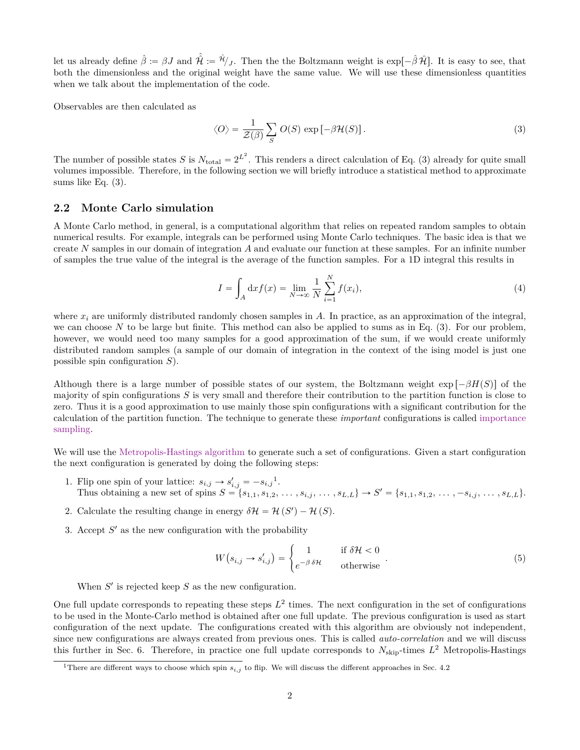let us already define $\hat{\beta} := \beta J$ and $\hat{\mathcal{H}} := {}^{\mathcal{H}}/_{J}$. Then the the Boltzmann weight is $\exp[-\hat{\beta}\,\hat{\mathcal{H}}]$. It is easy to see, that both the dimensionless and the original weight have the same value. We will use these dimensionless quantities when we talk about the implementation of the code.

Observables are then calculated as

$$\langle O \rangle = \frac{1}{\mathcal{Z}(\beta)} \sum_{S} O(S) \, \exp\left[-\beta \mathcal{H}(S)\right]. \tag{3}$$

The number of possible states $S$ is $N_{\text{total}} = 2^{L^2}$. This renders a direct calculation of Eq. (3) already for quite small volumes impossible. Therefore, in the following section we will briefly introduce a statistical method to approximate sums like Eq. (3).

## 2.2 Monte Carlo simulation

A Monte Carlo method, in general, is a computational algorithm that relies on repeated random samples to obtain numerical results. For example, integrals can be performed using Monte Carlo techniques. The basic idea is that we create $N$ samples in our domain of integration $A$ and evaluate our function at these samples. For an infinite number of samples the true value of the integral is the average of the function samples. For a 1D integral this results in

$$I = \int_A \mathrm{d}x f(x) = \lim_{N \to \infty} \frac{1}{N} \sum_{i=1}^{N} f(x_i), \tag{4}$$

where $x_i$ are uniformly distributed randomly chosen samples in $A$. In practice, as an approximation of the integral, we can choose $N$ to be large but finite. This method can also be applied to sums as in Eq. (3). For our problem, however, we would need too many samples for a good approximation of the sum, if we would create uniformly distributed random samples (a sample of our domain of integration in the context of the ising model is just one possible spin configuration $S$).

Although there is a large number of possible states of our system, the Boltzmann weight $\exp\left[-\beta H(S)\right]$ of the majority of spin configurations $S$ is very small and therefore their contribution to the partition function is close to zero. Thus it is a good approximation to use mainly those spin configurations with a significant contribution for the calculation of the partition function. The technique to generate these *important* configurations is called importance sampling.

We will use the Metropolis-Hastings algorithm to generate such a set of configurations. Given a start configuration the next configuration is generated by doing the following steps:

1. Flip one spin of your lattice: $s_{i,j} \to s'_{i,j} = -s_{i,j}$[1].
   Thus obtaining a new set of spins $S = \{s_{1,1}, s_{1,2}, \ldots, s_{i,j}, \ldots, s_{L,L}\} \to S' = \{s_{1,1}, s_{1,2}, \ldots, -s_{i,j}, \ldots, s_{L,L}\}$.
2. Calculate the resulting change in energy $\delta\mathcal{H} = \mathcal{H}(S') - \mathcal{H}(S)$.
3. Accept $S'$ as the new configuration with the probability

$$W\big(s_{i,j} \to s'_{i,j}\big) = \begin{cases} 1 & \text{if } \delta\mathcal{H} < 0 \\ e^{-\beta\,\delta\mathcal{H}} & \text{otherwise} \end{cases}. \tag{5}$$

   When $S'$ is rejected keep $S$ as the new configuration.

One full update corresponds to repeating these steps $L^2$ times. The next configuration in the set of configurations to be used in the Monte-Carlo method is obtained after one full update. The previous configuration is used as start configuration of the next update. The configurations created with this algorithm are obviously not independent, since new configurations are always created from previous ones. This is called *auto-correlation* and we will discuss this further in Sec. 6. Therefore, in practice one full update corresponds to $N_{\text{skip}}$-times $L^2$ Metropolis-Hastings

[1] There are different ways to choose which spin $s_{i,j}$ to flip. We will discuss the different approaches in Sec. 4.2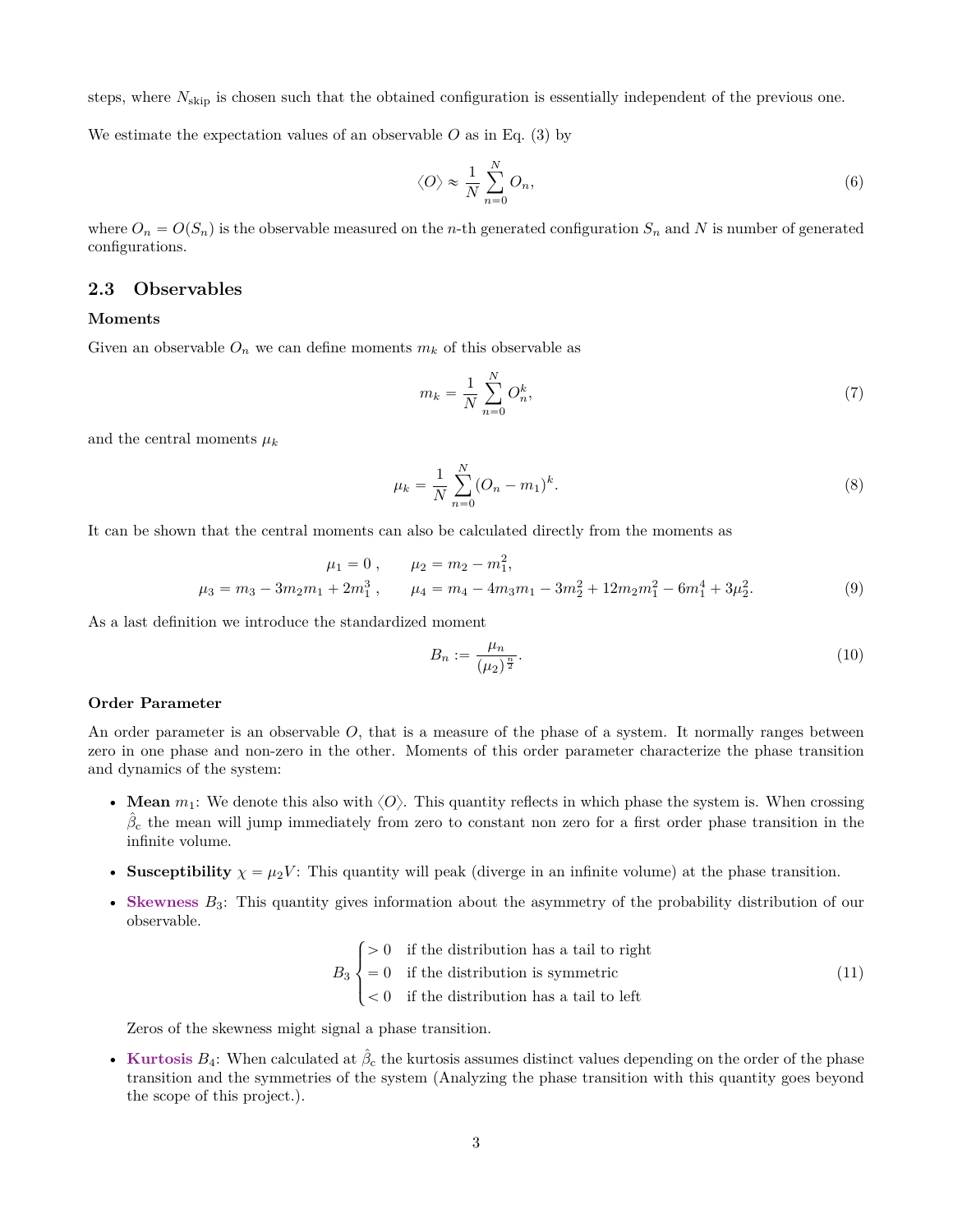steps, where $N_{\text{skip}}$ is chosen such that the obtained configuration is essentially independent of the previous one.

We estimate the expectation values of an observable $O$ as in Eq. (3) by

$$\langle O \rangle \approx \frac{1}{N} \sum_{n=0}^{N} O_n, \tag{6}$$

where $O_n = O(S_n)$ is the observable measured on the $n$-th generated configuration $S_n$ and $N$ is number of generated configurations.

## 2.3 Observables

**Moments**

Given an observable $O_n$ we can define moments $m_k$ of this observable as

$$m_k = \frac{1}{N} \sum_{n=0}^{N} O_n^k, \tag{7}$$

and the central moments $\mu_k$

$$\mu_k = \frac{1}{N} \sum_{n=0}^{N} (O_n - m_1)^k. \tag{8}$$

It can be shown that the central moments can also be calculated directly from the moments as

$$\begin{aligned} \mu_1 &= 0\,, \qquad \mu_2 = m_2 - m_1^2, \\ \mu_3 &= m_3 - 3m_2 m_1 + 2m_1^3\,, \qquad \mu_4 = m_4 - 4m_3 m_1 - 3m_2^2 + 12m_2 m_1^2 - 6m_1^4 + 3\mu_2^2. \end{aligned} \tag{9}$$

As a last definition we introduce the standardized moment

$$B_n := \frac{\mu_n}{(\mu_2)^{\frac{n}{2}}}. \tag{10}$$

**Order Parameter**

An order parameter is an observable $O$, that is a measure of the phase of a system. It normally ranges between zero in one phase and non-zero in the other. Moments of this order parameter characterize the phase transition and dynamics of the system:

- **Mean** $m_1$: We denote this also with $\langle O \rangle$. This quantity reflects in which phase the system is. When crossing $\hat{\beta}_c$ the mean will jump immediately from zero to constant non zero for a first order phase transition in the infinite volume.
- **Susceptibility** $\chi = \mu_2 V$: This quantity will peak (diverge in an infinite volume) at the phase transition.
- **Skewness** $B_3$: This quantity gives information about the asymmetry of the probability distribution of our observable.

  $$B_3 \begin{cases} > 0 & \text{if the distribution has a tail to right} \\ = 0 & \text{if the distribution is symmetric} \\ < 0 & \text{if the distribution has a tail to left} \end{cases} \tag{11}$$

  Zeros of the skewness might signal a phase transition.
- **Kurtosis** $B_4$: When calculated at $\hat{\beta}_c$ the kurtosis assumes distinct values depending on the order of the phase transition and the symmetries of the system (Analyzing the phase transition with this quantity goes beyond the scope of this project.).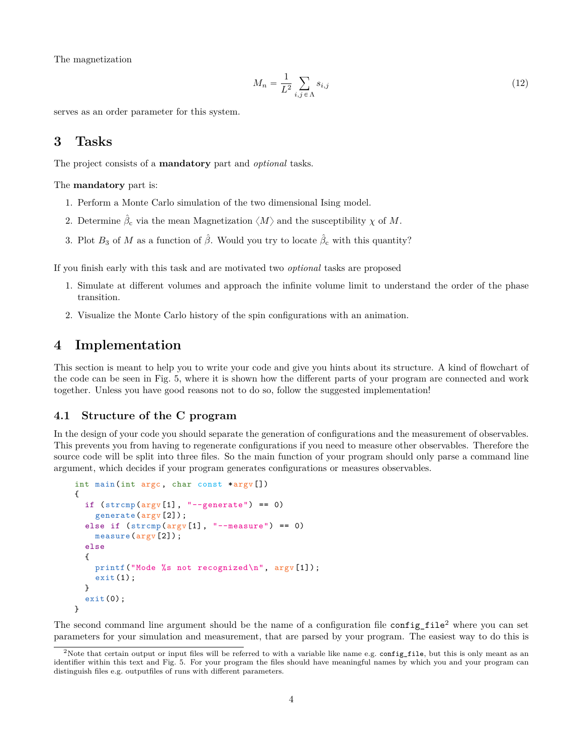The magnetization

$$M_n = \frac{1}{L^2} \sum_{i,j \in \Lambda} s_{i,j} \tag{12}$$

serves as an order parameter for this system.

## 3 Tasks

The project consists of a **mandatory** part and *optional* tasks.

The **mandatory** part is:

1. Perform a Monte Carlo simulation of the two dimensional Ising model.
2. Determine $\hat{\beta}_c$ via the mean Magnetization $\langle M \rangle$ and the susceptibility $\chi$ of $M$.
3. Plot $B_3$ of $M$ as a function of $\hat{\beta}$. Would you try to locate $\hat{\beta}_c$ with this quantity?

If you finish early with this task and are motivated two *optional* tasks are proposed

1. Simulate at different volumes and approach the infinite volume limit to understand the order of the phase transition.
2. Visualize the Monte Carlo history of the spin configurations with an animation.

## 4 Implementation

This section is meant to help you to write your code and give you hints about its structure. A kind of flowchart of the code can be seen in Fig. 5, where it is shown how the different parts of your program are connected and work together. Unless you have good reasons not to do so, follow the suggested implementation!

### 4.1 Structure of the C program

In the design of your code you should separate the generation of configurations and the measurement of observables. This prevents you from having to regenerate configurations if you need to measure other observables. Therefore the source code will be split into three files. So the main function of your program should only parse a command line argument, which decides if your program generates configurations or measures observables.

```
int main(int argc, char const *argv[])
{
  if (strcmp(argv[1], "--generate") == 0)
    generate(argv[2]);
  else if (strcmp(argv[1], "--measure") == 0)
    measure(argv[2]);
  else
  {
    printf("Mode %s not recognized\n", argv[1]);
    exit(1);
  }
  exit(0);
}
```

The second command line argument should be the name of a configuration file `config_file`[2] where you can set parameters for your simulation and measurement, that are parsed by your program. The easiest way to do this is

[2] Note that certain output or input files will be referred to with a variable like name e.g. `config_file`, but this is only meant as an identifier within this text and Fig. 5. For your program the files should have meaningful names by which you and your program can distinguish files e.g. outputfiles of runs with different parameters.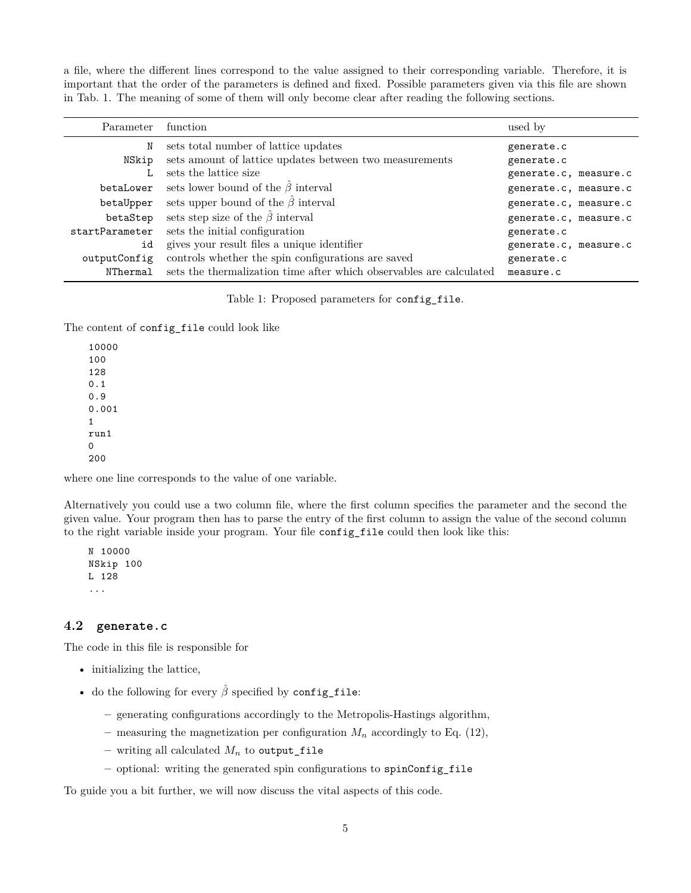a file, where the different lines correspond to the value assigned to their corresponding variable. Therefore, it is important that the order of the parameters is defined and fixed. Possible parameters given via this file are shown in Tab. 1. The meaning of some of them will only become clear after reading the following sections.

| Parameter | function | used by |
|---:|---|---|
| `N` | sets total number of lattice updates | `generate.c` |
| `NSkip` | sets amount of lattice updates between two measurements | `generate.c` |
| `L` | sets the lattice size | `generate.c`, `measure.c` |
| `betaLower` | sets lower bound of the $\hat{\beta}$ interval | `generate.c`, `measure.c` |
| `betaUpper` | sets upper bound of the $\hat{\beta}$ interval | `generate.c`, `measure.c` |
| `betaStep` | sets step size of the $\hat{\beta}$ interval | `generate.c`, `measure.c` |
| `startParameter` | sets the initial configuration | `generate.c` |
| `id` | gives your result files a unique identifier | `generate.c`, `measure.c` |
| `outputConfig` | controls whether the spin configurations are saved | `generate.c` |
| `NThermal` | sets the thermalization time after which observables are calculated | `measure.c` |

Table 1: Proposed parameters for `config_file`.

The content of `config_file` could look like

```
10000
100
128
0.1
0.9
0.001
1
run1
0
200
```

where one line corresponds to the value of one variable.

Alternatively you could use a two column file, where the first column specifies the parameter and the second the given value. Your program then has to parse the entry of the first column to assign the value of the second column to the right variable inside your program. Your file `config_file` could then look like this:

```
N 10000
NSkip 100
L 128
...
```

### 4.2 `generate.c`

The code in this file is responsible for

- initializing the lattice,
- do the following for every $\hat{\beta}$ specified by `config_file`:
  - generating configurations accordingly to the Metropolis-Hastings algorithm,
  - measuring the magnetization per configuration $M_n$ accordingly to Eq. (12),
  - writing all calculated $M_n$ to `output_file`
  - optional: writing the generated spin configurations to `spinConfig_file`

To guide you a bit further, we will now discuss the vital aspects of this code.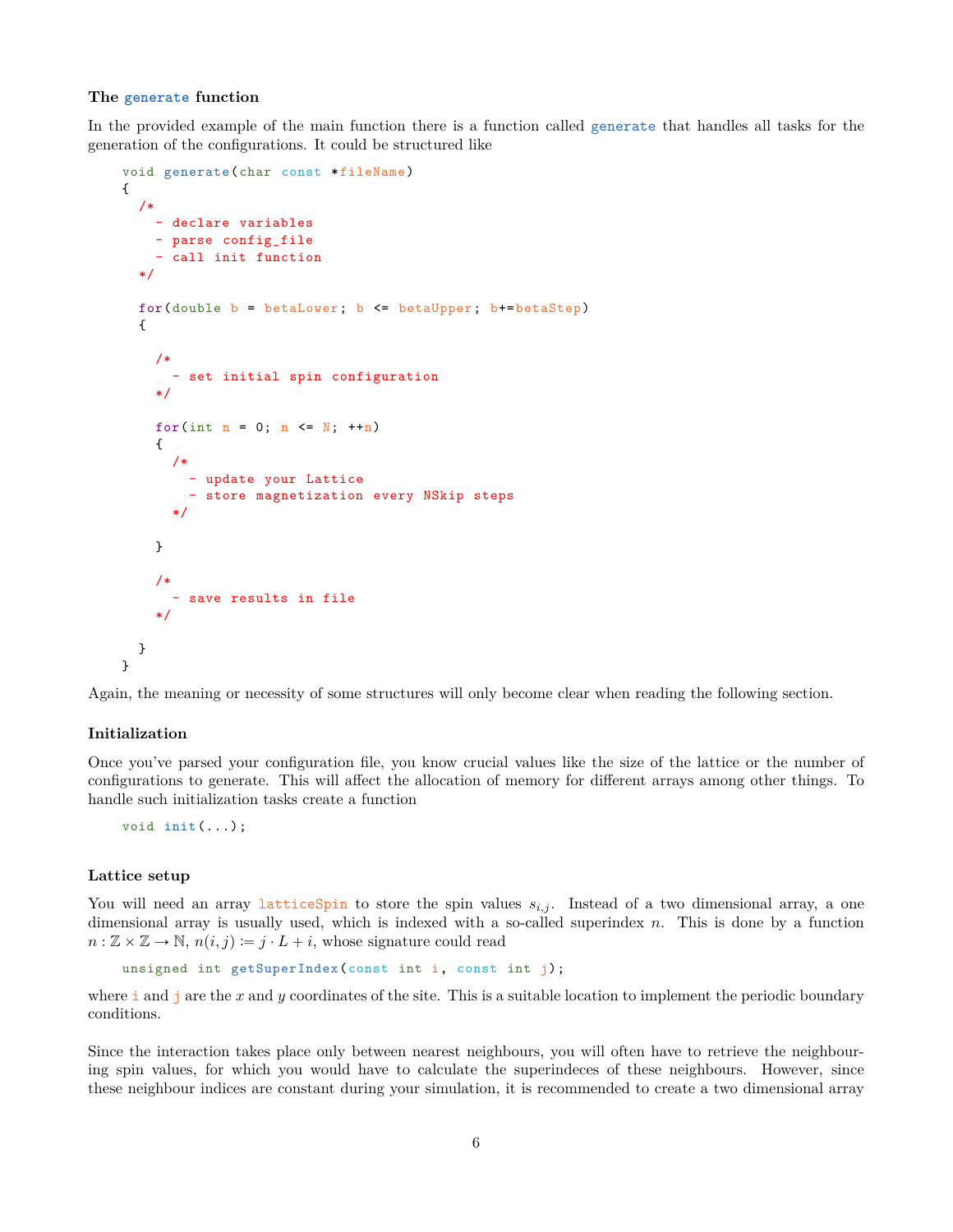**The `generate` function**

In the provided example of the main function there is a function called `generate` that handles all tasks for the generation of the configurations. It could be structured like

```
void generate(char const *fileName)
{
  /*
    - declare variables
    - parse config_file
    - call init function
  */

  for(double b = betaLower; b <= betaUpper; b+=betaStep)
  {

    /*
      - set initial spin configuration
    */

    for(int n = 0; n <= N; ++n)
    {
      /*
        - update your Lattice
        - store magnetization every NSkip steps
      */

    }

    /*
      - save results in file
    */

  }
}
```

Again, the meaning or necessity of some structures will only become clear when reading the following section.

**Initialization**

Once you've parsed your configuration file, you know crucial values like the size of the lattice or the number of configurations to generate. This will affect the allocation of memory for different arrays among other things. To handle such initialization tasks create a function

```
void init(...);
```

**Lattice setup**

You will need an array `latticeSpin` to store the spin values $s_{i,j}$. Instead of a two dimensional array, a one dimensional array is usually used, which is indexed with a so-called superindex $n$. This is done by a function $n : \mathbb{Z} \times \mathbb{Z} \to \mathbb{N}$, $n(i, j) := j \cdot L + i$, whose signature could read

```
unsigned int getSuperIndex(const int i, const int j);
```

where `i` and `j` are the $x$ and $y$ coordinates of the site. This is a suitable location to implement the periodic boundary conditions.

Since the interaction takes place only between nearest neighbours, you will often have to retrieve the neighbouring spin values, for which you would have to calculate the superindeces of these neighbours. However, since these neighbour indices are constant during your simulation, it is recommended to create a two dimensional array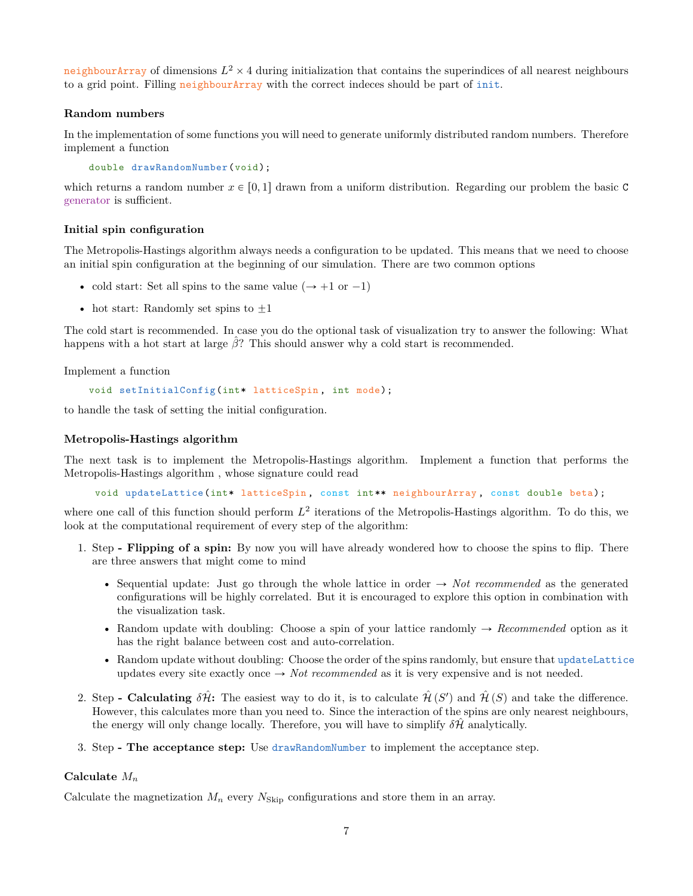neighbourArray of dimensions $L^2 \times 4$ during initialization that contains the superindices of all nearest neighbours to a grid point. Filling neighbourArray with the correct indeces should be part of init.

### Random numbers

In the implementation of some functions you will need to generate uniformly distributed random numbers. Therefore implement a function

```
double drawRandomNumber(void);
```

which returns a random number $x \in [0, 1]$ drawn from a uniform distribution. Regarding our problem the basic C generator is sufficient.

### Initial spin configuration

The Metropolis-Hastings algorithm always needs a configuration to be updated. This means that we need to choose an initial spin configuration at the beginning of our simulation. There are two common options

- cold start: Set all spins to the same value ($\rightarrow +1$ or $-1$)
- hot start: Randomly set spins to $\pm 1$

The cold start is recommended. In case you do the optional task of visualization try to answer the following: What happens with a hot start at large $\hat{\beta}$? This should answer why a cold start is recommended.

Implement a function

```
void setInitialConfig(int* latticeSpin, int mode);
```

to handle the task of setting the initial configuration.

### Metropolis-Hastings algorithm

The next task is to implement the Metropolis-Hastings algorithm. Implement a function that performs the Metropolis-Hastings algorithm , whose signature could read

```
void updateLattice(int* latticeSpin, const int** neighbourArray, const double beta);
```

where one call of this function should perform $L^2$ iterations of the Metropolis-Hastings algorithm. To do this, we look at the computational requirement of every step of the algorithm:

1. Step **- Flipping of a spin:** By now you will have already wondered how to choose the spins to flip. There are three answers that might come to mind
   - Sequential update: Just go through the whole lattice in order $\rightarrow$ *Not recommended* as the generated configurations will be highly correlated. But it is encouraged to explore this option in combination with the visualization task.
   - Random update with doubling: Choose a spin of your lattice randomly $\rightarrow$ *Recommended* option as it has the right balance between cost and auto-correlation.
   - Random update without doubling: Choose the order of the spins randomly, but ensure that updateLattice updates every site exactly once $\rightarrow$ *Not recommended* as it is very expensive and is not needed.
2. Step **- Calculating $\delta\hat{\mathcal{H}}$:** The easiest way to do it, is to calculate $\hat{\mathcal{H}}(S')$ and $\hat{\mathcal{H}}(S)$ and take the difference. However, this calculates more than you need to. Since the interaction of the spins are only nearest neighbours, the energy will only change locally. Therefore, you will have to simplify $\delta\hat{\mathcal{H}}$ analytically.
3. Step **- The acceptance step:** Use drawRandomNumber to implement the acceptance step.

### Calculate $M_n$

Calculate the magnetization $M_n$ every $N_{\text{Skip}}$ configurations and store them in an array.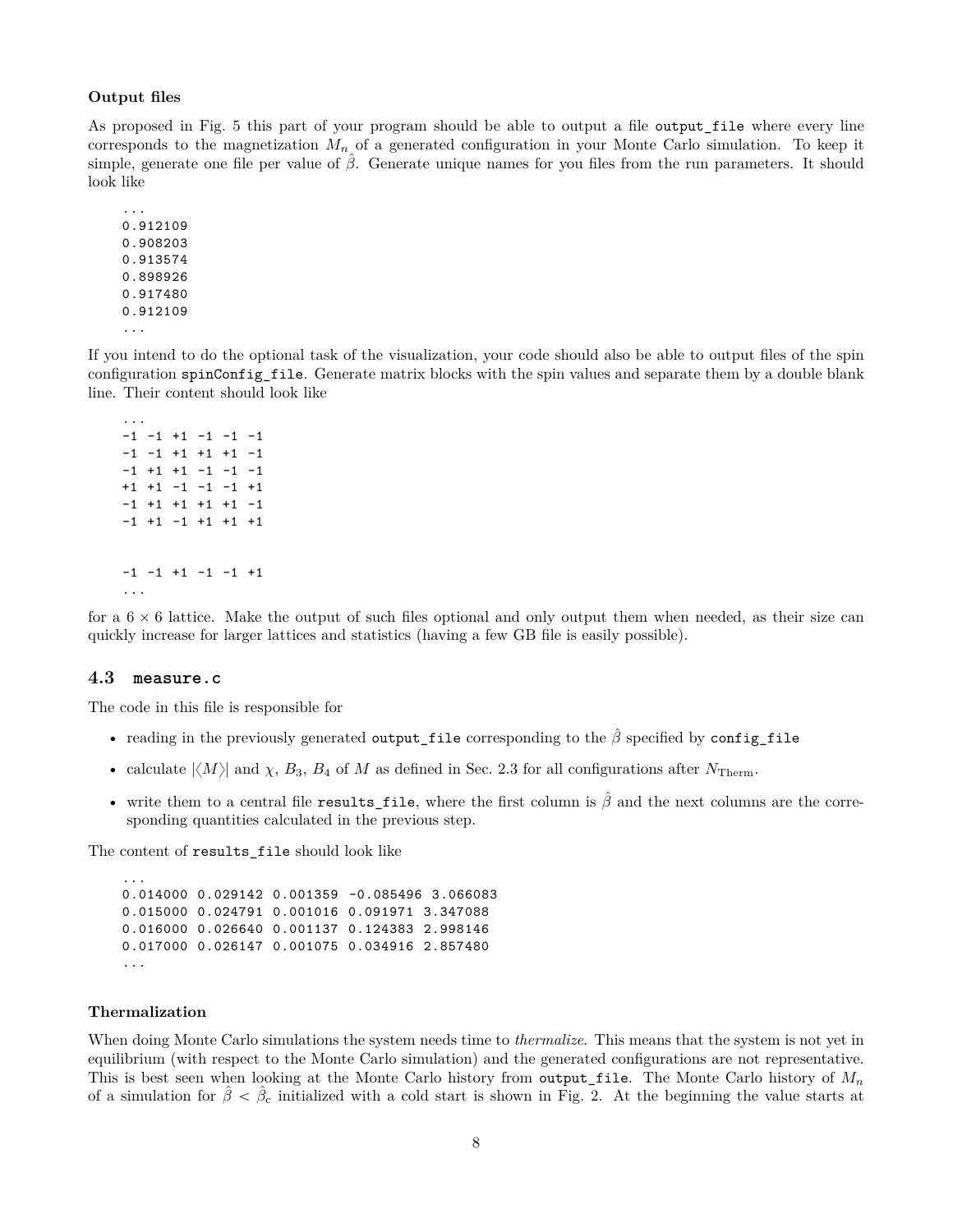**Output files**

As proposed in Fig. 5 this part of your program should be able to output a file `output_file` where every line corresponds to the magnetization $M_n$ of a generated configuration in your Monte Carlo simulation. To keep it simple, generate one file per value of $\hat{\beta}$. Generate unique names for you files from the run parameters. It should look like

```
...
0.912109
0.908203
0.913574
0.898926
0.917480
0.912109
...
```

If you intend to do the optional task of the visualization, your code should also be able to output files of the spin configuration `spinConfig_file`. Generate matrix blocks with the spin values and separate them by a double blank line. Their content should look like

```
...
-1 -1 +1 -1 -1 -1
-1 -1 +1 +1 +1 -1
-1 +1 +1 -1 -1 -1
+1 +1 -1 -1 -1 +1
-1 +1 +1 +1 +1 -1
-1 +1 -1 +1 +1 +1


-1 -1 +1 -1 -1 +1
...
```

for a $6 \times 6$ lattice. Make the output of such files optional and only output them when needed, as their size can quickly increase for larger lattices and statistics (having a few GB file is easily possible).

### 4.3 `measure.c`

The code in this file is responsible for

- reading in the previously generated `output_file` corresponding to the $\hat{\beta}$ specified by `config_file`
- calculate $|\langle M \rangle|$ and $\chi$, $B_3$, $B_4$ of $M$ as defined in Sec. 2.3 for all configurations after $N_{\text{Therm}}$.
- write them to a central file `results_file`, where the first column is $\hat{\beta}$ and the next columns are the corresponding quantities calculated in the previous step.

The content of `results_file` should look like

```
...
0.014000 0.029142 0.001359 -0.085496 3.066083
0.015000 0.024791 0.001016 0.091971 3.347088
0.016000 0.026640 0.001137 0.124383 2.998146
0.017000 0.026147 0.001075 0.034916 2.857480
...
```

**Thermalization**

When doing Monte Carlo simulations the system needs time to *thermalize*. This means that the system is not yet in equilibrium (with respect to the Monte Carlo simulation) and the generated configurations are not representative. This is best seen when looking at the Monte Carlo history from `output_file`. The Monte Carlo history of $M_n$ of a simulation for $\hat{\beta} < \hat{\beta}_c$ initialized with a cold start is shown in Fig. 2. At the beginning the value starts at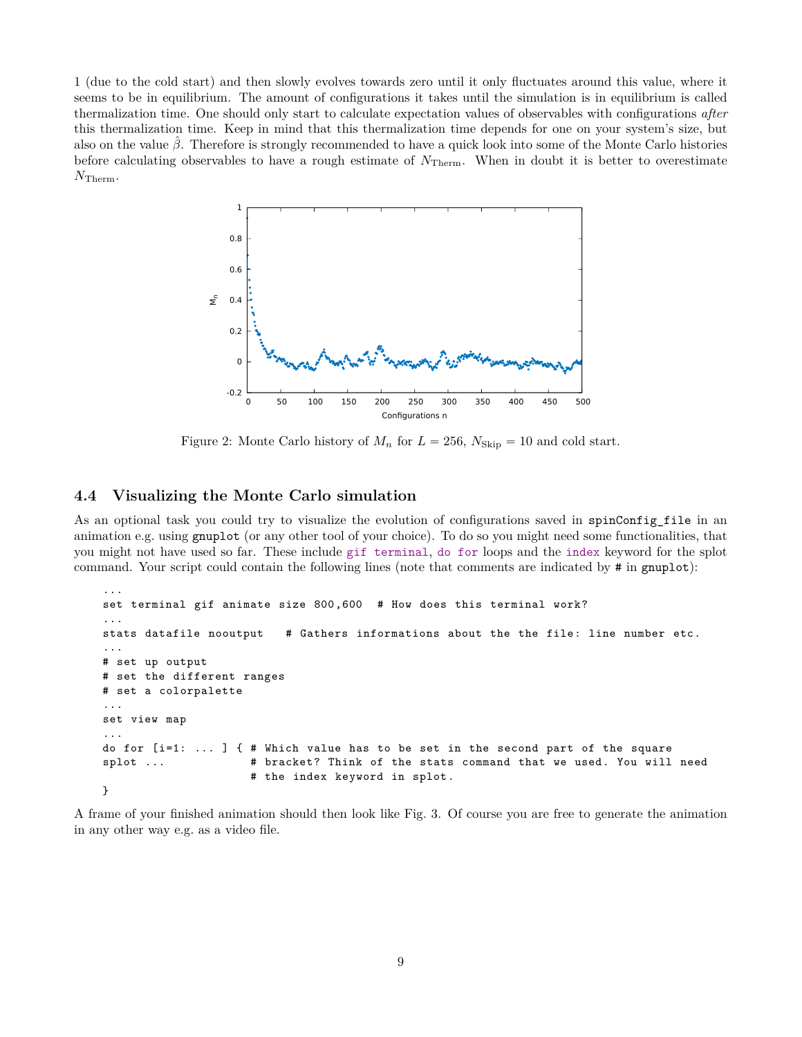1 (due to the cold start) and then slowly evolves towards zero until it only fluctuates around this value, where it seems to be in equilibrium. The amount of configurations it takes until the simulation is in equilibrium is called thermalization time. One should only start to calculate expectation values of observables with configurations *after* this thermalization time. Keep in mind that this thermalization time depends for one on your system's size, but also on the value $\hat{\beta}$. Therefore is strongly recommended to have a quick look into some of the Monte Carlo histories before calculating observables to have a rough estimate of $N_{\text{Therm}}$. When in doubt it is better to overestimate $N_{\text{Therm}}$.

Figure 2: Monte Carlo history of $M_n$ for $L = 256$, $N_{\text{Skip}} = 10$ and cold start.

### 4.4 Visualizing the Monte Carlo simulation

As an optional task you could try to visualize the evolution of configurations saved in spinConfig_file in an animation e.g. using gnuplot (or any other tool of your choice). To do so you might need some functionalities, that you might not have used so far. These include gif terminal, do for loops and the index keyword for the splot command. Your script could contain the following lines (note that comments are indicated by # in gnuplot):

```
...
set terminal gif animate size 800,600  # How does this terminal work?
...
stats datafile nooutput   # Gathers informations about the the file: line number etc.
...
# set up output
# set the different ranges
# set a colorpalette
...
set view map
...
do for [i=1: ... ] { # Which value has to be set in the second part of the square
splot ...            # bracket? Think of the stats command that we used. You will need
                     # the index keyword in splot.
}
```

A frame of your finished animation should then look like Fig. 3. Of course you are free to generate the animation in any other way e.g. as a video file.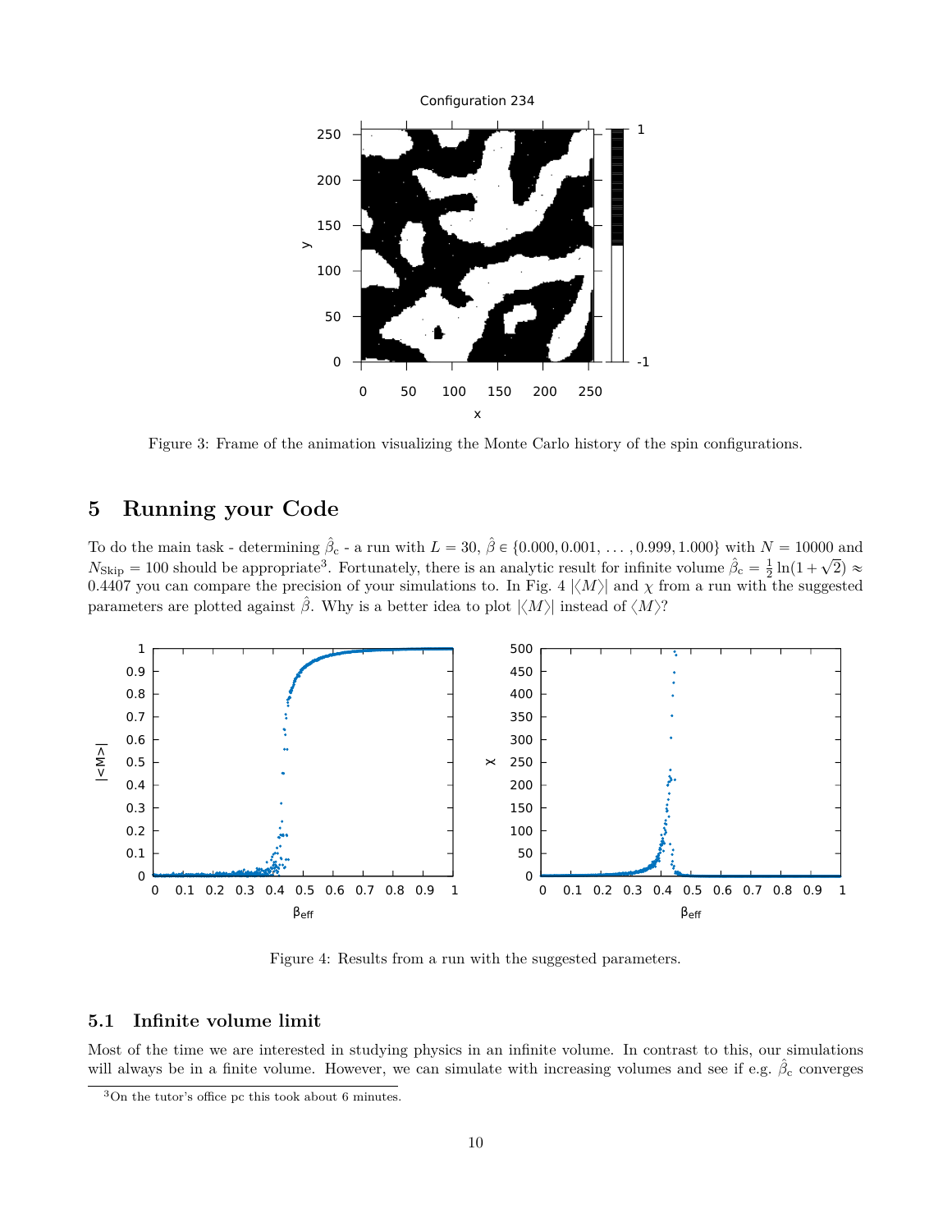Figure 3: Frame of the animation visualizing the Monte Carlo history of the spin configurations.

## 5 Running your Code

To do the main task - determining $\hat{\beta}_c$ - a run with $L = 30$, $\hat{\beta} \in \{0.000, 0.001, \ldots, 0.999, 1.000\}$ with $N = 10000$ and $N_{\text{Skip}} = 100$ should be appropriate[3]. Fortunately, there is an analytic result for infinite volume $\hat{\beta}_c = \frac{1}{2}\ln(1+\sqrt{2}) \approx 0.4407$ you can compare the precision of your simulations to. In Fig. 4 $|\langle M \rangle|$ and $\chi$ from a run with the suggested parameters are plotted against $\hat{\beta}$. Why is a better idea to plot $|\langle M \rangle|$ instead of $\langle M \rangle$?

Figure 4: Results from a run with the suggested parameters.

### 5.1 Infinite volume limit

Most of the time we are interested in studying physics in an infinite volume. In contrast to this, our simulations will always be in a finite volume. However, we can simulate with increasing volumes and see if e.g. $\hat{\beta}_c$ converges

[3] On the tutor's office pc this took about 6 minutes.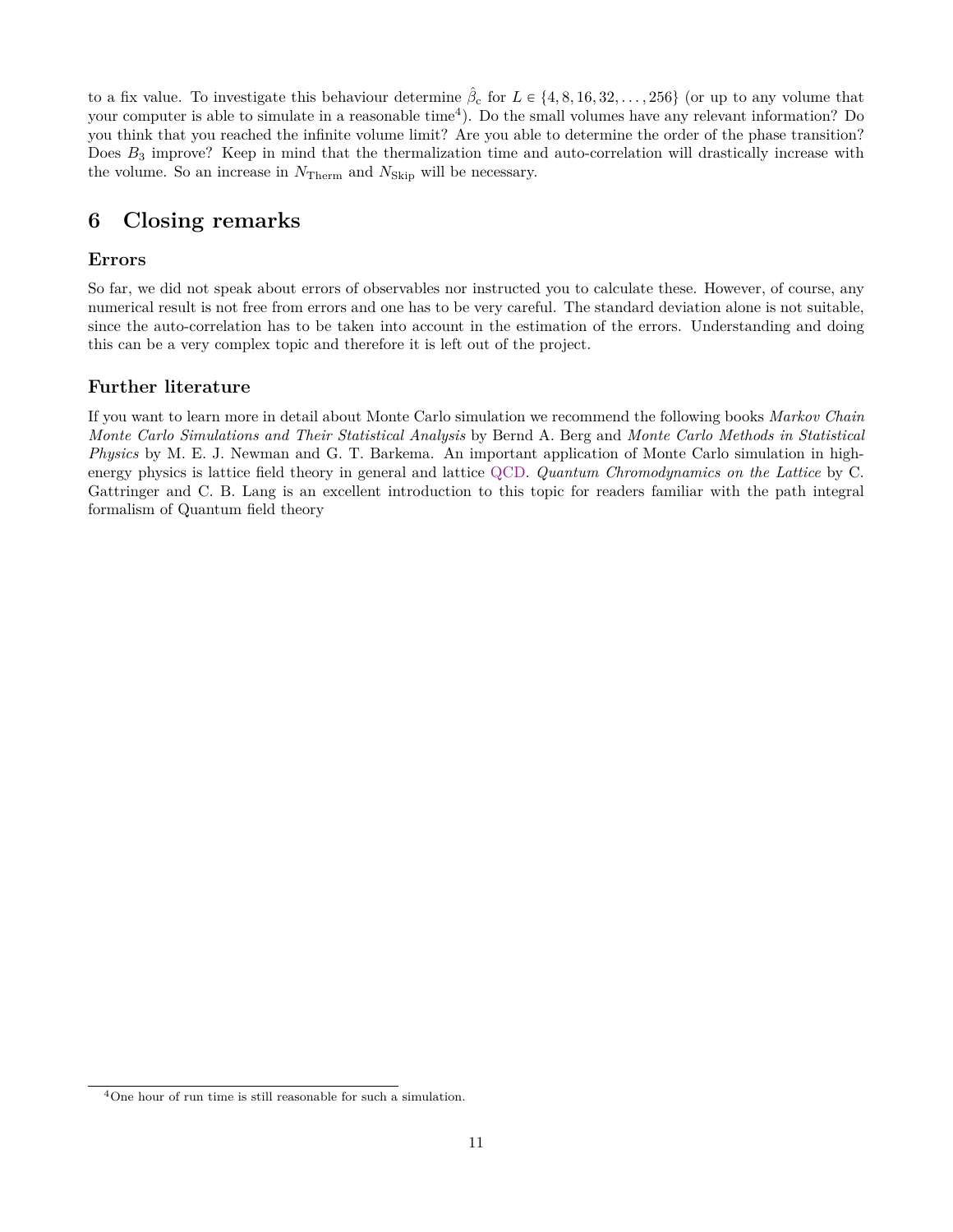to a fix value. To investigate this behaviour determine $\hat{\beta}_c$ for $L \in \{4, 8, 16, 32, \dots, 256\}$ (or up to any volume that your computer is able to simulate in a reasonable time[4]). Do the small volumes have any relevant information? Do you think that you reached the infinite volume limit? Are you able to determine the order of the phase transition? Does $B_3$ improve? Keep in mind that the thermalization time and auto-correlation will drastically increase with the volume. So an increase in $N_{\text{Therm}}$ and $N_{\text{Skip}}$ will be necessary.

# 6 Closing remarks

### Errors

So far, we did not speak about errors of observables nor instructed you to calculate these. However, of course, any numerical result is not free from errors and one has to be very careful. The standard deviation alone is not suitable, since the auto-correlation has to be taken into account in the estimation of the errors. Understanding and doing this can be a very complex topic and therefore it is left out of the project.

### Further literature

If you want to learn more in detail about Monte Carlo simulation we recommend the following books *Markov Chain Monte Carlo Simulations and Their Statistical Analysis* by Bernd A. Berg and *Monte Carlo Methods in Statistical Physics* by M. E. J. Newman and G. T. Barkema. An important application of Monte Carlo simulation in high-energy physics is lattice field theory in general and lattice QCD. *Quantum Chromodynamics on the Lattice* by C. Gattringer and C. B. Lang is an excellent introduction to this topic for readers familiar with the path integral formalism of Quantum field theory

[4] One hour of run time is still reasonable for such a simulation.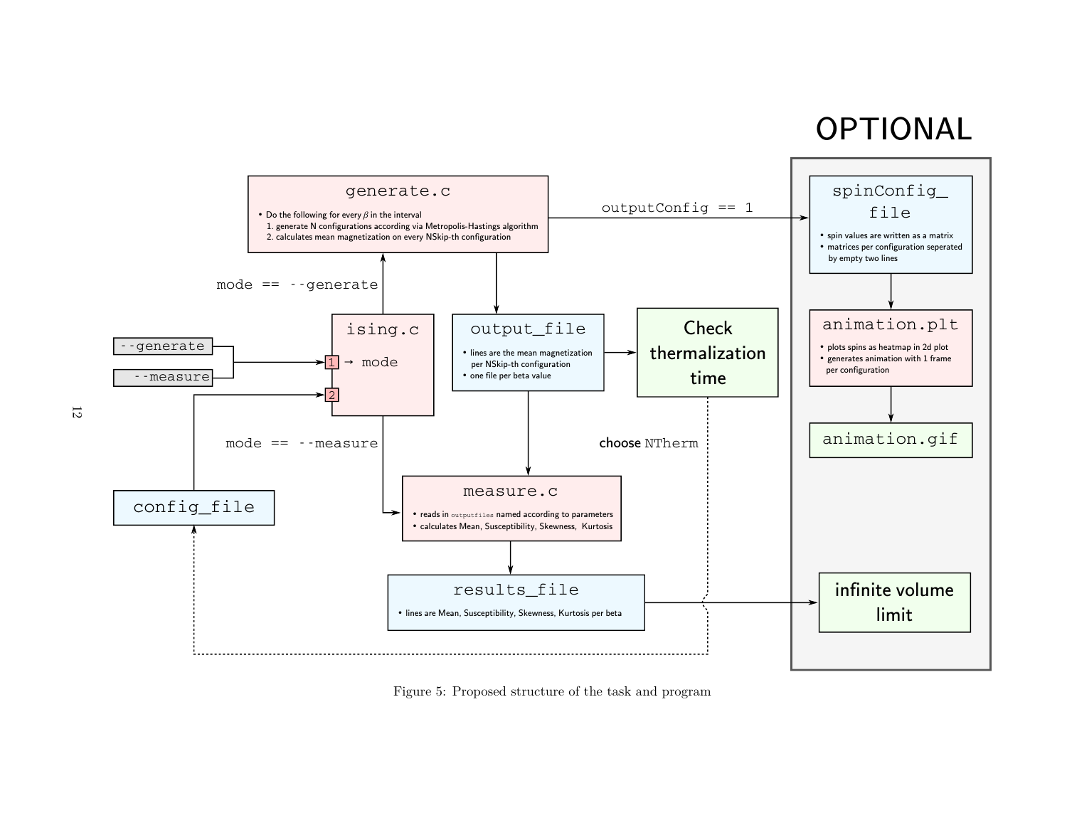OPTIONAL

generate.c

- Do the following for every $\beta$ in the interval
  1. generate N configurations according via Metropolis-Hastings algorithm
  2. calculates mean magnetization on every NSkip-th configuration

outputConfig == 1

spinConfig_ file

- spin values are written as a matrix
- matrices per configuration seperated by empty two lines

mode == --generate

--generate

--measure

ising.c

1 → mode

2

output_file

- lines are the mean magnetization per NSkip-th configuration
- one file per beta value

Check thermalization time

animation.plt

- plots spins as heatmap in 2d plot
- generates animation with 1 frame per configuration

animation.gif

mode == --measure

choose NTherm

config_file

measure.c

- reads in outputfiles named according to parameters
- calculates Mean, Susceptibility, Skewness, Kurtosis

results_file

- lines are Mean, Susceptibility, Skewness, Kurtosis per beta

infinite volume limit

Figure 5: Proposed structure of the task and program